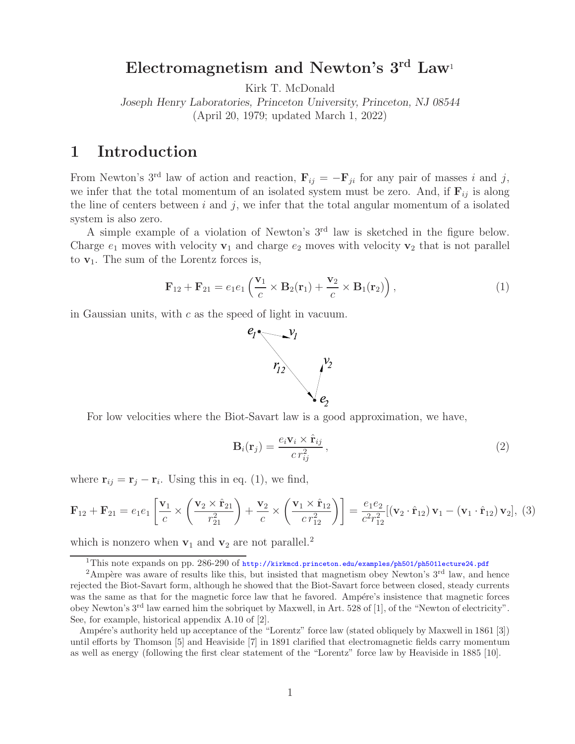# Electromagnetism and Newton's 3[rd] Law[1]

Kirk T. McDonald

*Joseph Henry Laboratories, Princeton University, Princeton, NJ 08544*

(April 20, 1979; updated March 1, 2022)

## 1 Introduction

From Newton's 3[rd] law of action and reaction, $\mathbf{F}_{ij} = -\mathbf{F}_{ji}$ for any pair of masses $i$ and $j$, we infer that the total momentum of an isolated system must be zero. And, if $\mathbf{F}_{ij}$ is along the line of centers between $i$ and $j$, we infer that the total angular momentum of a isolated system is also zero.

A simple example of a violation of Newton's 3[rd] law is sketched in the figure below. Charge $e_1$ moves with velocity $\mathbf{v}_1$ and charge $e_2$ moves with velocity $\mathbf{v}_2$ that is not parallel to $\mathbf{v}_1$. The sum of the Lorentz forces is,

$$\mathbf{F}_{12} + \mathbf{F}_{21} = e_1 e_1 \left( \frac{\mathbf{v}_1}{c} \times \mathbf{B}_2(\mathbf{r}_1) + \frac{\mathbf{v}_2}{c} \times \mathbf{B}_1(\mathbf{r}_2) \right), \tag{1}$$

in Gaussian units, with $c$ as the speed of light in vacuum.

For low velocities where the Biot-Savart law is a good approximation, we have,

$$\mathbf{B}_i(\mathbf{r}_j) = \frac{e_i \mathbf{v}_i \times \hat{\mathbf{r}}_{ij}}{c\, r_{ij}^2}, \tag{2}$$

where $\mathbf{r}_{ij} = \mathbf{r}_j - \mathbf{r}_i$. Using this in eq. (1), we find,

$$\mathbf{F}_{12} + \mathbf{F}_{21} = e_1 e_1 \left[ \frac{\mathbf{v}_1}{c} \times \left( \frac{\mathbf{v}_2 \times \hat{\mathbf{r}}_{21}}{r_{21}^2} \right) + \frac{\mathbf{v}_2}{c} \times \left( \frac{\mathbf{v}_1 \times \hat{\mathbf{r}}_{12}}{c\, r_{12}^2} \right) \right] = \frac{e_1 e_2}{c^2 r_{12}^2} [(\mathbf{v}_2 \cdot \hat{\mathbf{r}}_{12})\, \mathbf{v}_1 - (\mathbf{v}_1 \cdot \hat{\mathbf{r}}_{12})\, \mathbf{v}_2], \tag{3}$$

which is nonzero when $\mathbf{v}_1$ and $\mathbf{v}_2$ are not parallel.[2]

---

[1] This note expands on pp. 286-290 of http://kirkmcd.princeton.edu/examples/ph501/ph501lecture24.pdf

[2] Ampère was aware of results like this, but insisted that magnetism obey Newton's 3[rd] law, and hence rejected the Biot-Savart form, although he showed that the Biot-Savart force between closed, steady currents was the same as that for the magnetic force law that he favored. Ampére's insistence that magnetic forces obey Newton's 3[rd] law earned him the sobriquet by Maxwell, in Art. 528 of [1], of the "Newton of electricity". See, for example, historical appendix A.10 of [2].

Ampére's authority held up acceptance of the "Lorentz" force law (stated obliquely by Maxwell in 1861 [3]) until efforts by Thomson [5] and Heaviside [7] in 1891 clarified that electromagnetic fields carry momentum as well as energy (following the first clear statement of the "Lorentz" force law by Heaviside in 1885 [10].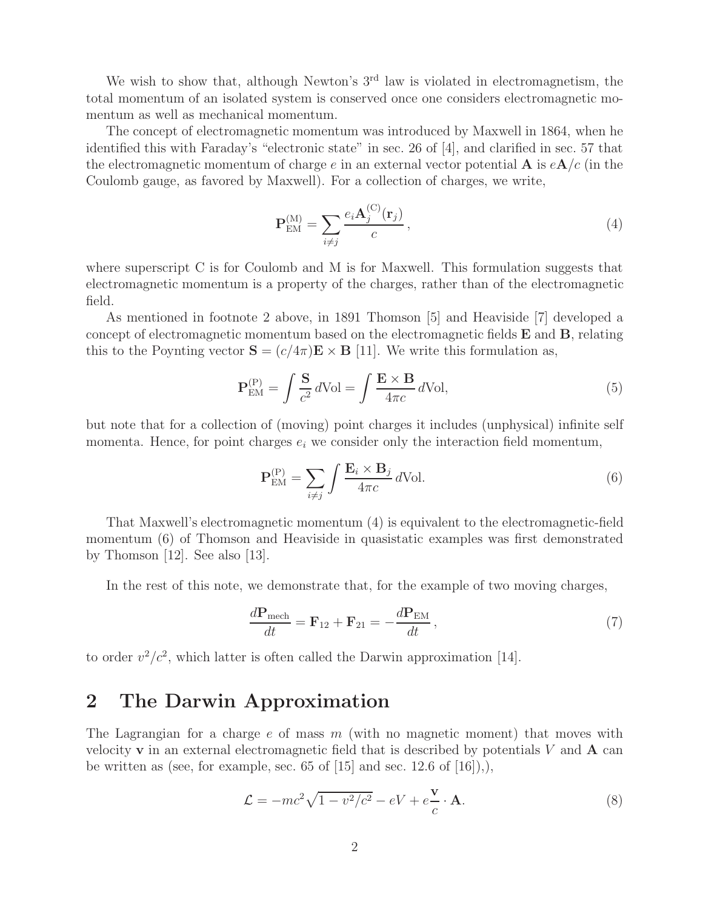We wish to show that, although Newton's 3[rd] law is violated in electromagnetism, the total momentum of an isolated system is conserved once one considers electromagnetic momentum as well as mechanical momentum.

The concept of electromagnetic momentum was introduced by Maxwell in 1864, when he identified this with Faraday's "electronic state" in sec. 26 of [4], and clarified in sec. 57 that the electromagnetic momentum of charge $e$ in an external vector potential $\mathbf{A}$ is $e\mathbf{A}/c$ (in the Coulomb gauge, as favored by Maxwell). For a collection of charges, we write,

$$\mathbf{P}_{\rm EM}^{(\rm M)} = \sum_{i \neq j} \frac{e_i \mathbf{A}_j^{(\rm C)}(\mathbf{r}_j)}{c}\,, \tag{4}$$

where superscript C is for Coulomb and M is for Maxwell. This formulation suggests that electromagnetic momentum is a property of the charges, rather than of the electromagnetic field.

As mentioned in footnote 2 above, in 1891 Thomson [5] and Heaviside [7] developed a concept of electromagnetic momentum based on the electromagnetic fields $\mathbf{E}$ and $\mathbf{B}$, relating this to the Poynting vector $\mathbf{S} = (c/4\pi)\mathbf{E} \times \mathbf{B}$ [11]. We write this formulation as,

$$\mathbf{P}_{\rm EM}^{(\rm P)} = \int \frac{\mathbf{S}}{c^2}\, d{\rm Vol} = \int \frac{\mathbf{E} \times \mathbf{B}}{4\pi c}\, d{\rm Vol}, \tag{5}$$

but note that for a collection of (moving) point charges it includes (unphysical) infinite self momenta. Hence, for point charges $e_i$ we consider only the interaction field momentum,

$$\mathbf{P}_{\rm EM}^{(\rm P)} = \sum_{i \neq j} \int \frac{\mathbf{E}_i \times \mathbf{B}_j}{4\pi c}\, d{\rm Vol}. \tag{6}$$

That Maxwell's electromagnetic momentum (4) is equivalent to the electromagnetic-field momentum (6) of Thomson and Heaviside in quasistatic examples was first demonstrated by Thomson [12]. See also [13].

In the rest of this note, we demonstrate that, for the example of two moving charges,

$$\frac{d\mathbf{P}_{\rm mech}}{dt} = \mathbf{F}_{12} + \mathbf{F}_{21} = -\frac{d\mathbf{P}_{\rm EM}}{dt}\,, \tag{7}$$

to order $v^2/c^2$, which latter is often called the Darwin approximation [14].

## 2 The Darwin Approximation

The Lagrangian for a charge $e$ of mass $m$ (with no magnetic moment) that moves with velocity $\mathbf{v}$ in an external electromagnetic field that is described by potentials $V$ and $\mathbf{A}$ can be written as (see, for example, sec. 65 of [15] and sec. 12.6 of [16]),),

$$\mathcal{L} = -mc^2\sqrt{1 - v^2/c^2} - eV + e\frac{\mathbf{v}}{c} \cdot \mathbf{A}. \tag{8}$$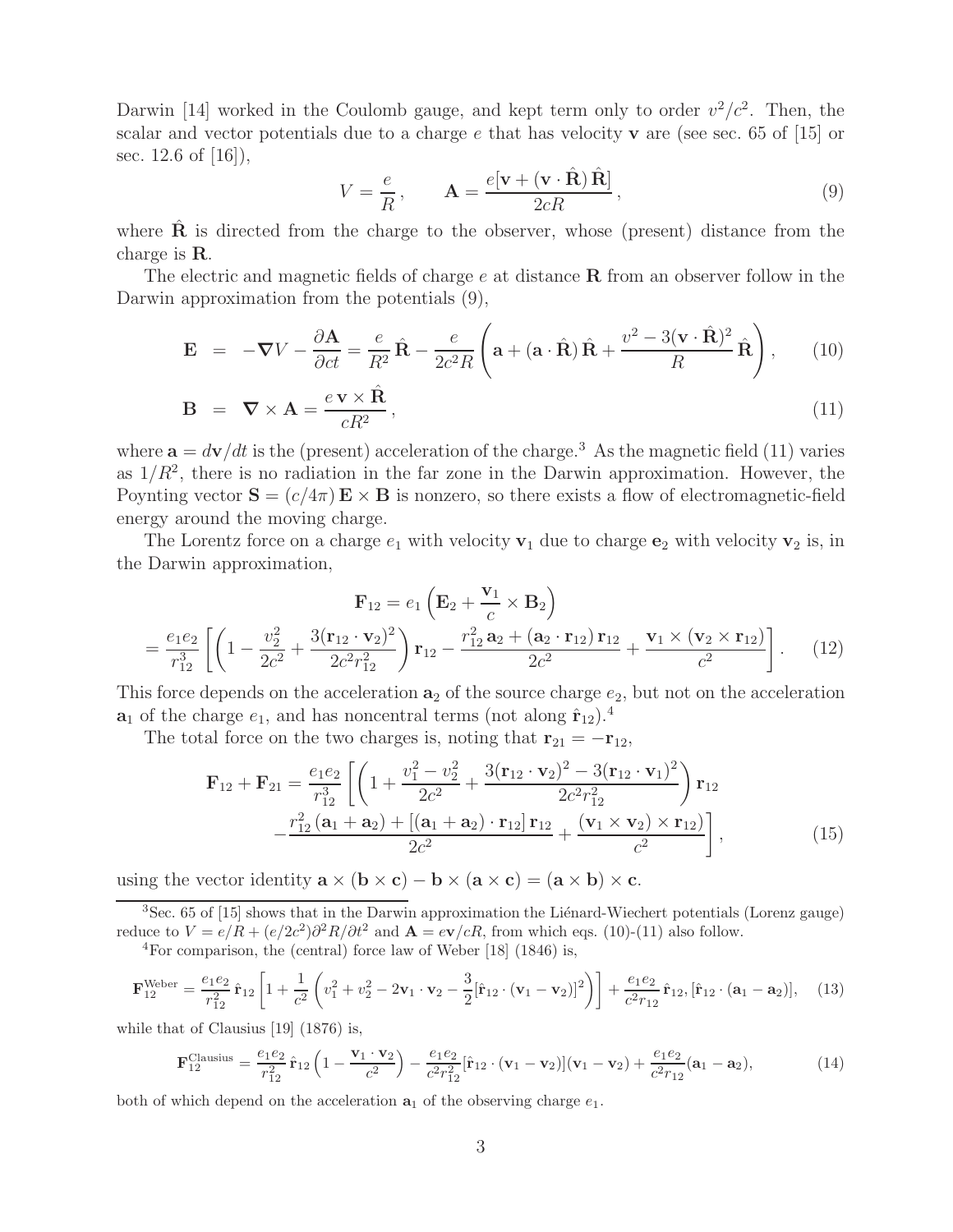Darwin [14] worked in the Coulomb gauge, and kept term only to order $v^2/c^2$. Then, the scalar and vector potentials due to a charge $e$ that has velocity $\mathbf{v}$ are (see sec. 65 of [15] or sec. 12.6 of [16]),

$$V = \frac{e}{R}\,, \qquad \mathbf{A} = \frac{e[\mathbf{v} + (\mathbf{v}\cdot\hat{\mathbf{R}})\,\hat{\mathbf{R}}]}{2cR}\,, \tag{9}$$

where $\hat{\mathbf{R}}$ is directed from the charge to the observer, whose (present) distance from the charge is $\mathbf{R}$.

The electric and magnetic fields of charge $e$ at distance $\mathbf{R}$ from an observer follow in the Darwin approximation from the potentials (9),

$$\mathbf{E} \;=\; -\boldsymbol{\nabla} V - \frac{\partial \mathbf{A}}{\partial ct} = \frac{e}{R^2}\,\hat{\mathbf{R}} - \frac{e}{2c^2 R}\left(\mathbf{a} + (\mathbf{a}\cdot\hat{\mathbf{R}})\,\hat{\mathbf{R}} + \frac{v^2 - 3(\mathbf{v}\cdot\hat{\mathbf{R}})^2}{R}\,\hat{\mathbf{R}}\right), \tag{10}$$

$$\mathbf{B} \;=\; \boldsymbol{\nabla}\times\mathbf{A} = \frac{e\,\mathbf{v}\times\hat{\mathbf{R}}}{cR^2}\,, \tag{11}$$

where $\mathbf{a} = d\mathbf{v}/dt$ is the (present) acceleration of the charge.[3] As the magnetic field (11) varies as $1/R^2$, there is no radiation in the far zone in the Darwin approximation. However, the Poynting vector $\mathbf{S} = (c/4\pi)\,\mathbf{E}\times\mathbf{B}$ is nonzero, so there exists a flow of electromagnetic-field energy around the moving charge.

The Lorentz force on a charge $e_1$ with velocity $\mathbf{v}_1$ due to charge $\mathbf{e}_2$ with velocity $\mathbf{v}_2$ is, in the Darwin approximation,

$$\mathbf{F}_{12} = e_1\left(\mathbf{E}_2 + \frac{\mathbf{v}_1}{c}\times\mathbf{B}_2\right)$$

$$= \frac{e_1 e_2}{r_{12}^3}\left[\left(1 - \frac{v_2^2}{2c^2} + \frac{3(\mathbf{r}_{12}\cdot\mathbf{v}_2)^2}{2c^2 r_{12}^2}\right)\mathbf{r}_{12} - \frac{r_{12}^2\,\mathbf{a}_2 + (\mathbf{a}_2\cdot\mathbf{r}_{12})\,\mathbf{r}_{12}}{2c^2} + \frac{\mathbf{v}_1\times(\mathbf{v}_2\times\mathbf{r}_{12})}{c^2}\right]. \tag{12}$$

This force depends on the acceleration $\mathbf{a}_2$ of the source charge $e_2$, but not on the acceleration $\mathbf{a}_1$ of the charge $e_1$, and has noncentral terms (not along $\hat{\mathbf{r}}_{12}$).[4]

The total force on the two charges is, noting that $\mathbf{r}_{21} = -\mathbf{r}_{12}$,

$$\mathbf{F}_{12} + \mathbf{F}_{21} = \frac{e_1 e_2}{r_{12}^3}\left[\left(1 + \frac{v_1^2 - v_2^2}{2c^2} + \frac{3(\mathbf{r}_{12}\cdot\mathbf{v}_2)^2 - 3(\mathbf{r}_{12}\cdot\mathbf{v}_1)^2}{2c^2 r_{12}^2}\right)\mathbf{r}_{12} \right.$$
$$\left. - \frac{r_{12}^2\,(\mathbf{a}_1 + \mathbf{a}_2) + [(\mathbf{a}_1 + \mathbf{a}_2)\cdot\mathbf{r}_{12}]\,\mathbf{r}_{12}}{2c^2} + \frac{(\mathbf{v}_1\times\mathbf{v}_2)\times\mathbf{r}_{12})}{c^2}\right], \tag{15}$$

using the vector identity $\mathbf{a}\times(\mathbf{b}\times\mathbf{c}) - \mathbf{b}\times(\mathbf{a}\times\mathbf{c}) = (\mathbf{a}\times\mathbf{b})\times\mathbf{c}$.

---

[3] Sec. 65 of [15] shows that in the Darwin approximation the Liénard-Wiechert potentials (Lorenz gauge) reduce to $V = e/R + (e/2c^2)\partial^2 R/\partial t^2$ and $\mathbf{A} = e\mathbf{v}/cR$, from which eqs. (10)-(11) also follow.

[4] For comparison, the (central) force law of Weber [18] (1846) is,

$$\mathbf{F}_{12}^{\mathrm{Weber}} = \frac{e_1 e_2}{r_{12}^2}\,\hat{\mathbf{r}}_{12}\left[1 + \frac{1}{c^2}\left(v_1^2 + v_2^2 - 2\mathbf{v}_1\cdot\mathbf{v}_2 - \frac{3}{2}[\hat{\mathbf{r}}_{12}\cdot(\mathbf{v}_1 - \mathbf{v}_2)]^2\right)\right] + \frac{e_1 e_2}{c^2 r_{12}}\,\hat{\mathbf{r}}_{12},[\hat{\mathbf{r}}_{12}\cdot(\mathbf{a}_1 - \mathbf{a}_2)], \tag{13}$$

while that of Clausius [19] (1876) is,

$$\mathbf{F}_{12}^{\mathrm{Clausius}} = \frac{e_1 e_2}{r_{12}^2}\,\hat{\mathbf{r}}_{12}\left(1 - \frac{\mathbf{v}_1\cdot\mathbf{v}_2}{c^2}\right) - \frac{e_1 e_2}{c^2 r_{12}^2}[\hat{\mathbf{r}}_{12}\cdot(\mathbf{v}_1 - \mathbf{v}_2)](\mathbf{v}_1 - \mathbf{v}_2) + \frac{e_1 e_2}{c^2 r_{12}}(\mathbf{a}_1 - \mathbf{a}_2), \tag{14}$$

both of which depend on the acceleration $\mathbf{a}_1$ of the observing charge $e_1$.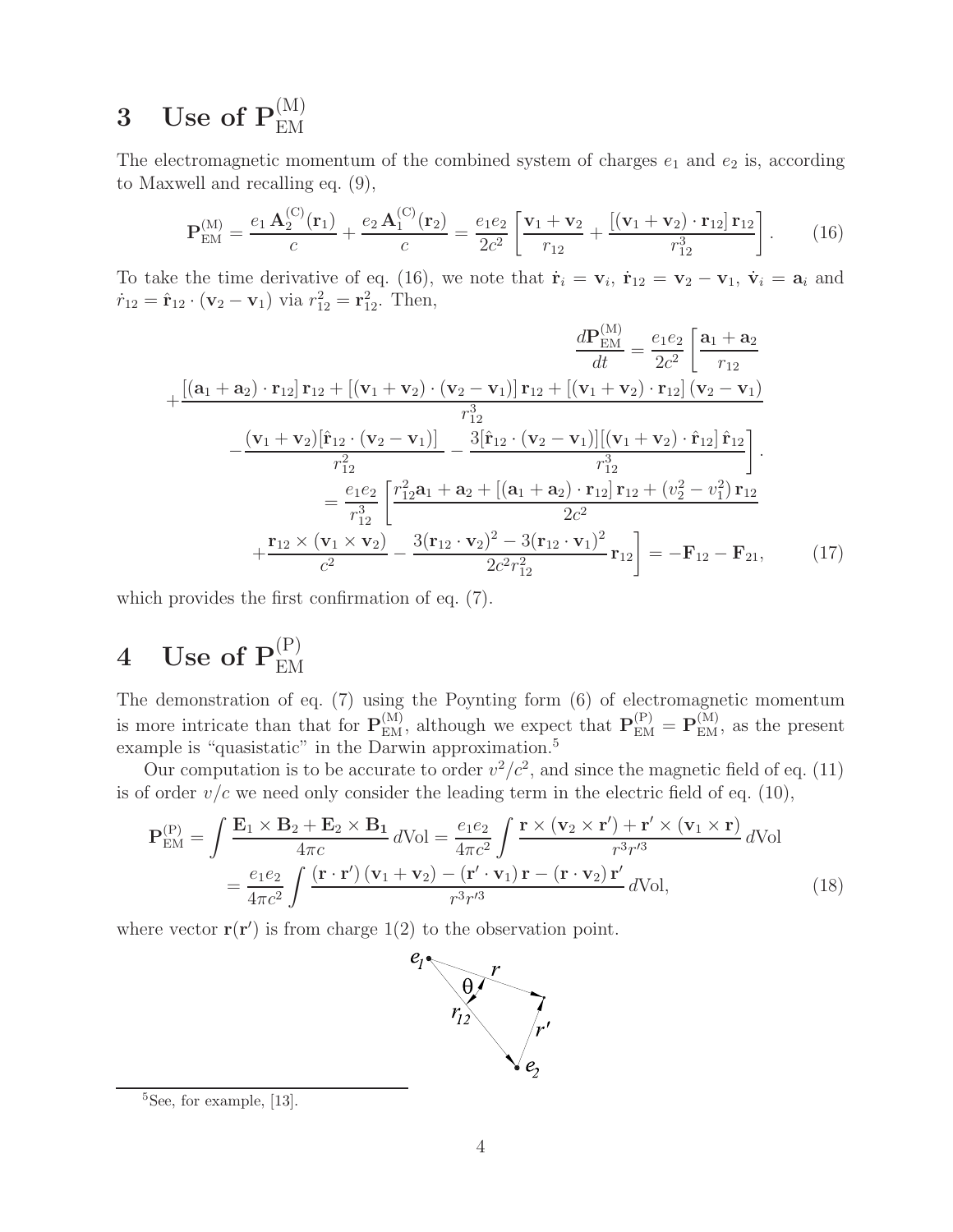# 3 Use of $\mathbf{P}_{\rm EM}^{\rm (M)}$

The electromagnetic momentum of the combined system of charges $e_1$ and $e_2$ is, according to Maxwell and recalling eq. (9),

$$\mathbf{P}_{\rm EM}^{\rm (M)} = \frac{e_1\,\mathbf{A}_2^{\rm (C)}(\mathbf{r}_1)}{c} + \frac{e_2\,\mathbf{A}_1^{\rm (C)}(\mathbf{r}_2)}{c} = \frac{e_1 e_2}{2c^2}\left[\frac{\mathbf{v}_1+\mathbf{v}_2}{r_{12}} + \frac{[(\mathbf{v}_1+\mathbf{v}_2)\cdot\mathbf{r}_{12}]\,\mathbf{r}_{12}}{r_{12}^3}\right]. \tag{16}$$

To take the time derivative of eq. (16), we note that $\dot{\mathbf{r}}_i = \mathbf{v}_i$, $\dot{\mathbf{r}}_{12} = \mathbf{v}_2 - \mathbf{v}_1$, $\dot{\mathbf{v}}_i = \mathbf{a}_i$ and $\dot{r}_{12} = \hat{\mathbf{r}}_{12}\cdot(\mathbf{v}_2-\mathbf{v}_1)$ via $r_{12}^2 = \mathbf{r}_{12}^2$. Then,

$$\begin{aligned}
\frac{d\mathbf{P}_{\rm EM}^{\rm (M)}}{dt} &= \frac{e_1 e_2}{2c^2}\left[\frac{\mathbf{a}_1+\mathbf{a}_2}{r_{12}}\right. \\
&+ \frac{[(\mathbf{a}_1+\mathbf{a}_2)\cdot\mathbf{r}_{12}]\,\mathbf{r}_{12} + [(\mathbf{v}_1+\mathbf{v}_2)\cdot(\mathbf{v}_2-\mathbf{v}_1)]\,\mathbf{r}_{12} + [(\mathbf{v}_1+\mathbf{v}_2)\cdot\mathbf{r}_{12}]\,(\mathbf{v}_2-\mathbf{v}_1)}{r_{12}^3} \\
&\left. - \frac{(\mathbf{v}_1+\mathbf{v}_2)[\hat{\mathbf{r}}_{12}\cdot(\mathbf{v}_2-\mathbf{v}_1)]}{r_{12}^2} - \frac{3[\hat{\mathbf{r}}_{12}\cdot(\mathbf{v}_2-\mathbf{v}_1)][(\mathbf{v}_1+\mathbf{v}_2)\cdot\hat{\mathbf{r}}_{12}]\,\hat{\mathbf{r}}_{12}}{r_{12}^3}\right]. \\
&= \frac{e_1 e_2}{r_{12}^3}\left[\frac{r_{12}^2\mathbf{a}_1+\mathbf{a}_2 + [(\mathbf{a}_1+\mathbf{a}_2)\cdot\mathbf{r}_{12}]\,\mathbf{r}_{12} + (v_2^2-v_1^2)\,\mathbf{r}_{12}}{2c^2}\right. \\
&\left. + \frac{\mathbf{r}_{12}\times(\mathbf{v}_1\times\mathbf{v}_2)}{c^2} - \frac{3(\mathbf{r}_{12}\cdot\mathbf{v}_2)^2 - 3(\mathbf{r}_{12}\cdot\mathbf{v}_1)^2}{2c^2 r_{12}^2}\,\mathbf{r}_{12}\right] = -\mathbf{F}_{12} - \mathbf{F}_{21},
\end{aligned} \tag{17}$$

which provides the first confirmation of eq. (7).

# 4 Use of $\mathbf{P}_{\rm EM}^{\rm (P)}$

The demonstration of eq. (7) using the Poynting form (6) of electromagnetic momentum is more intricate than that for $\mathbf{P}_{\rm EM}^{\rm (M)}$, although we expect that $\mathbf{P}_{\rm EM}^{\rm (P)} = \mathbf{P}_{\rm EM}^{\rm (M)}$, as the present example is "quasistatic" in the Darwin approximation.[5]

Our computation is to be accurate to order $v^2/c^2$, and since the magnetic field of eq. (11) is of order $v/c$ we need only consider the leading term in the electric field of eq. (10),

$$\begin{aligned}
\mathbf{P}_{\rm EM}^{\rm (P)} &= \int \frac{\mathbf{E}_1\times\mathbf{B}_2 + \mathbf{E}_2\times\mathbf{B}_1}{4\pi c}\,d{\rm Vol} = \frac{e_1 e_2}{4\pi c^2}\int \frac{\mathbf{r}\times(\mathbf{v}_2\times\mathbf{r}') + \mathbf{r}'\times(\mathbf{v}_1\times\mathbf{r})}{r^3 r'^3}\,d{\rm Vol} \\
&= \frac{e_1 e_2}{4\pi c^2}\int \frac{(\mathbf{r}\cdot\mathbf{r}')\,(\mathbf{v}_1+\mathbf{v}_2) - (\mathbf{r}'\cdot\mathbf{v}_1)\,\mathbf{r} - (\mathbf{r}\cdot\mathbf{v}_2)\,\mathbf{r}'}{r^3 r'^3}\,d{\rm Vol},
\end{aligned} \tag{18}$$

where vector $\mathbf{r}(\mathbf{r}')$ is from charge 1(2) to the observation point.

[5] See, for example, [13].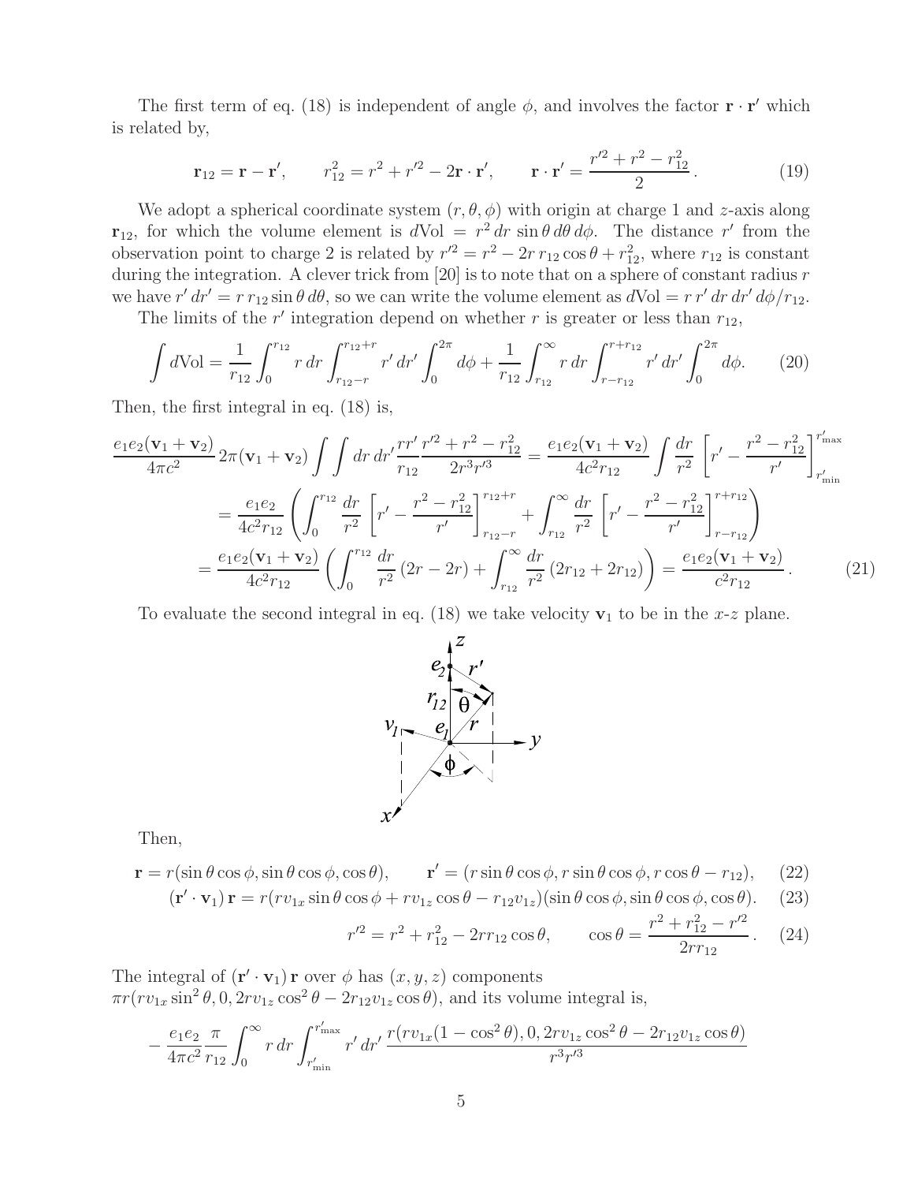The first term of eq. (18) is independent of angle $\phi$, and involves the factor $\mathbf{r} \cdot \mathbf{r}'$ which is related by,

$$\mathbf{r}_{12} = \mathbf{r} - \mathbf{r}', \qquad r_{12}^2 = r^2 + r'^2 - 2\mathbf{r} \cdot \mathbf{r}', \qquad \mathbf{r} \cdot \mathbf{r}' = \frac{r'^2 + r^2 - r_{12}^2}{2}. \tag{19}$$

We adopt a spherical coordinate system $(r, \theta, \phi)$ with origin at charge 1 and $z$-axis along $\mathbf{r}_{12}$, for which the volume element is $d\text{Vol} = r^2\, dr\, \sin\theta\, d\theta\, d\phi$. The distance $r'$ from the observation point to charge 2 is related by $r'^2 = r^2 - 2r\, r_{12} \cos\theta + r_{12}^2$, where $r_{12}$ is constant during the integration. A clever trick from [20] is to note that on a sphere of constant radius $r$ we have $r'\, dr' = r\, r_{12} \sin\theta\, d\theta$, so we can write the volume element as $d\text{Vol} = r\, r'\, dr\, dr'\, d\phi / r_{12}$.

The limits of the $r'$ integration depend on whether $r$ is greater or less than $r_{12}$,

$$\int d\text{Vol} = \frac{1}{r_{12}} \int_0^{r_{12}} r\, dr \int_{r_{12}-r}^{r_{12}+r} r'\, dr' \int_0^{2\pi} d\phi + \frac{1}{r_{12}} \int_{r_{12}}^{\infty} r\, dr \int_{r-r_{12}}^{r+r_{12}} r'\, dr' \int_0^{2\pi} d\phi. \tag{20}$$

Then, the first integral in eq. (18) is,

$$\begin{aligned}
\frac{e_1 e_2 (\mathbf{v}_1 + \mathbf{v}_2)}{4\pi c^2} 2\pi (\mathbf{v}_1 + \mathbf{v}_2) \int \int dr\, dr' \frac{r r'}{r_{12}} \frac{r'^2 + r^2 - r_{12}^2}{2 r^3 r'^3} &= \frac{e_1 e_2 (\mathbf{v}_1 + \mathbf{v}_2)}{4 c^2 r_{12}} \int \frac{dr}{r^2} \left[ r' - \frac{r^2 - r_{12}^2}{r'} \right]_{r'_{\min}}^{r'_{\max}} \\
= \frac{e_1 e_2}{4 c^2 r_{12}} \left( \int_0^{r_{12}} \frac{dr}{r^2} \left[ r' - \frac{r^2 - r_{12}^2}{r'} \right]_{r_{12}-r}^{r_{12}+r} + \int_{r_{12}}^{\infty} \frac{dr}{r^2} \left[ r' - \frac{r^2 - r_{12}^2}{r'} \right]_{r-r_{12}}^{r+r_{12}} \right) \\
= \frac{e_1 e_2 (\mathbf{v}_1 + \mathbf{v}_2)}{4 c^2 r_{12}} \left( \int_0^{r_{12}} \frac{dr}{r^2} (2r - 2r) + \int_{r_{12}}^{\infty} \frac{dr}{r^2} (2r_{12} + 2r_{12}) \right) &= \frac{e_1 e_2 (\mathbf{v}_1 + \mathbf{v}_2)}{c^2 r_{12}}.
\end{aligned} \tag{21}$$

To evaluate the second integral in eq. (18) we take velocity $\mathbf{v}_1$ to be in the $x$-$z$ plane.

Then,

$$\mathbf{r} = r(\sin\theta\cos\phi, \sin\theta\cos\phi, \cos\theta), \qquad \mathbf{r}' = (r\sin\theta\cos\phi, r\sin\theta\cos\phi, r\cos\theta - r_{12}), \tag{22}$$

$$(\mathbf{r}' \cdot \mathbf{v}_1)\, \mathbf{r} = r(r v_{1x} \sin\theta\cos\phi + r v_{1z}\cos\theta - r_{12} v_{1z})(\sin\theta\cos\phi, \sin\theta\cos\phi, \cos\theta). \tag{23}$$

$$r'^2 = r^2 + r_{12}^2 - 2 r r_{12} \cos\theta, \qquad \cos\theta = \frac{r^2 + r_{12}^2 - r'^2}{2 r r_{12}}. \tag{24}$$

The integral of $(\mathbf{r}' \cdot \mathbf{v}_1)\, \mathbf{r}$ over $\phi$ has $(x, y, z)$ components $\pi r (r v_{1x} \sin^2\theta, 0, 2 r v_{1z} \cos^2\theta - 2 r_{12} v_{1z} \cos\theta)$, and its volume integral is,

$$-\frac{e_1 e_2}{4\pi c^2} \frac{\pi}{r_{12}} \int_0^{\infty} r\, dr \int_{r'_{\min}}^{r'_{\max}} r'\, dr' \, \frac{r(r v_{1x}(1 - \cos^2\theta), 0, 2 r v_{1z} \cos^2\theta - 2 r_{12} v_{1z} \cos\theta)}{r^3 r'^3}$$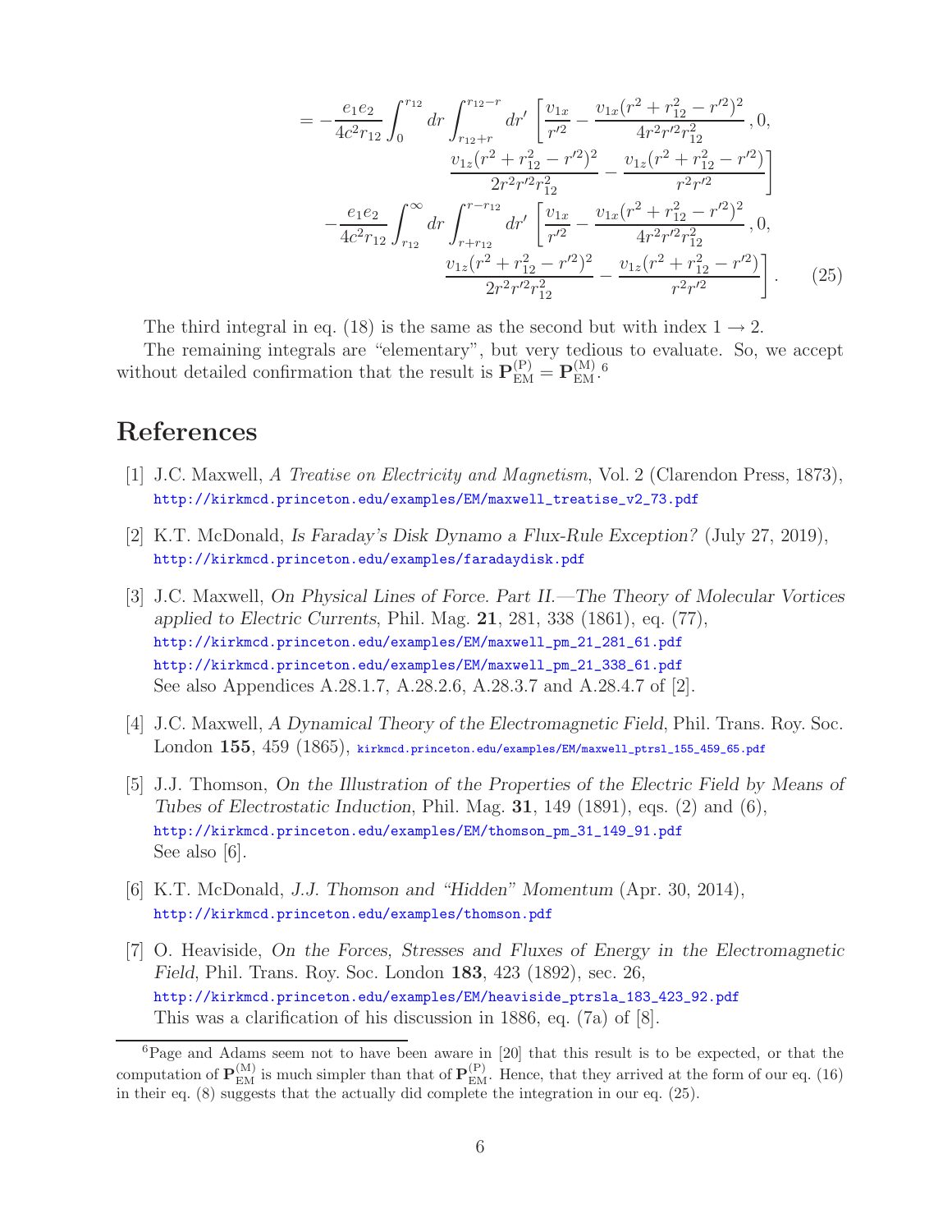$$
\begin{aligned}
= & -\frac{e_1 e_2}{4c^2 r_{12}} \int_0^{r_{12}} dr \int_{r_{12}+r}^{r_{12}-r} dr' \left[ \frac{v_{1x}}{r'^2} - \frac{v_{1x}(r^2 + r_{12}^2 - r'^2)^2}{4r^2 r'^2 r_{12}^2}, 0, \right. \\
& \left. \qquad \frac{v_{1z}(r^2 + r_{12}^2 - r'^2)^2}{2r^2 r'^2 r_{12}^2} - \frac{v_{1z}(r^2 + r_{12}^2 - r'^2)}{r^2 r'^2} \right] \\
& -\frac{e_1 e_2}{4c^2 r_{12}} \int_{r_{12}}^{\infty} dr \int_{r+r_{12}}^{r-r_{12}} dr' \left[ \frac{v_{1x}}{r'^2} - \frac{v_{1x}(r^2 + r_{12}^2 - r'^2)^2}{4r^2 r'^2 r_{12}^2}, 0, \right. \\
& \left. \qquad \frac{v_{1z}(r^2 + r_{12}^2 - r'^2)^2}{2r^2 r'^2 r_{12}^2} - \frac{v_{1z}(r^2 + r_{12}^2 - r'^2)}{r^2 r'^2} \right]. \qquad (25)
\end{aligned}
$$

The third integral in eq. (18) is the same as the second but with index $1 \to 2$.

The remaining integrals are "elementary", but very tedious to evaluate. So, we accept without detailed confirmation that the result is $\mathbf{P}_{\mathrm{EM}}^{(\mathrm{P})} = \mathbf{P}_{\mathrm{EM}}^{(\mathrm{M})}$.[6]

# References

[1] J.C. Maxwell, *A Treatise on Electricity and Magnetism*, Vol. 2 (Clarendon Press, 1873), http://kirkmcd.princeton.edu/examples/EM/maxwell_treatise_v2_73.pdf

[2] K.T. McDonald, *Is Faraday's Disk Dynamo a Flux-Rule Exception?* (July 27, 2019), http://kirkmcd.princeton.edu/examples/faradaydisk.pdf

[3] J.C. Maxwell, *On Physical Lines of Force. Part II.—The Theory of Molecular Vortices applied to Electric Currents*, Phil. Mag. **21**, 281, 338 (1861), eq. (77), http://kirkmcd.princeton.edu/examples/EM/maxwell_pm_21_281_61.pdf http://kirkmcd.princeton.edu/examples/EM/maxwell_pm_21_338_61.pdf See also Appendices A.28.1.7, A.28.2.6, A.28.3.7 and A.28.4.7 of [2].

[4] J.C. Maxwell, *A Dynamical Theory of the Electromagnetic Field*, Phil. Trans. Roy. Soc. London **155**, 459 (1865), kirkmcd.princeton.edu/examples/EM/maxwell_ptrsl_155_459_65.pdf

[5] J.J. Thomson, *On the Illustration of the Properties of the Electric Field by Means of Tubes of Electrostatic Induction*, Phil. Mag. **31**, 149 (1891), eqs. (2) and (6), http://kirkmcd.princeton.edu/examples/EM/thomson_pm_31_149_91.pdf See also [6].

[6] K.T. McDonald, *J.J. Thomson and "Hidden" Momentum* (Apr. 30, 2014), http://kirkmcd.princeton.edu/examples/thomson.pdf

[7] O. Heaviside, *On the Forces, Stresses and Fluxes of Energy in the Electromagnetic Field*, Phil. Trans. Roy. Soc. London **183**, 423 (1892), sec. 26, http://kirkmcd.princeton.edu/examples/EM/heaviside_ptrsla_183_423_92.pdf This was a clarification of his discussion in 1886, eq. (7a) of [8].

---

[6] Page and Adams seem not to have been aware in [20] that this result is to be expected, or that the computation of $\mathbf{P}_{\mathrm{EM}}^{(\mathrm{M})}$ is much simpler than that of $\mathbf{P}_{\mathrm{EM}}^{(\mathrm{P})}$. Hence, that they arrived at the form of our eq. (16) in their eq. (8) suggests that the actually did complete the integration in our eq. (25).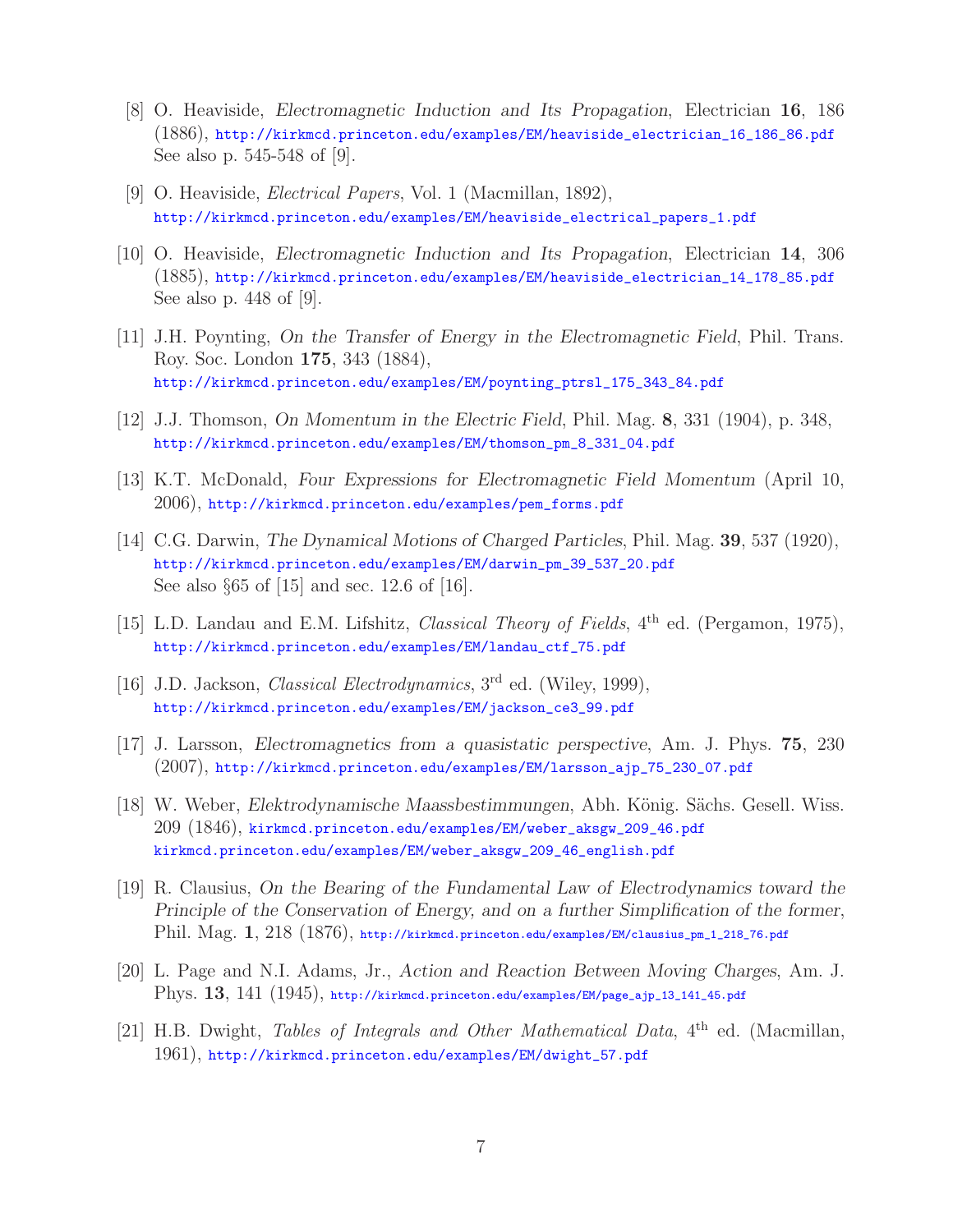[8] O. Heaviside, *Electromagnetic Induction and Its Propagation*, Electrician **16**, 186 (1886), http://kirkmcd.princeton.edu/examples/EM/heaviside_electrician_16_186_86.pdf
See also p. 545-548 of [9].

[9] O. Heaviside, *Electrical Papers*, Vol. 1 (Macmillan, 1892),
http://kirkmcd.princeton.edu/examples/EM/heaviside_electrical_papers_1.pdf

[10] O. Heaviside, *Electromagnetic Induction and Its Propagation*, Electrician **14**, 306 (1885), http://kirkmcd.princeton.edu/examples/EM/heaviside_electrician_14_178_85.pdf
See also p. 448 of [9].

[11] J.H. Poynting, *On the Transfer of Energy in the Electromagnetic Field*, Phil. Trans. Roy. Soc. London **175**, 343 (1884),
http://kirkmcd.princeton.edu/examples/EM/poynting_ptrsl_175_343_84.pdf

[12] J.J. Thomson, *On Momentum in the Electric Field*, Phil. Mag. **8**, 331 (1904), p. 348,
http://kirkmcd.princeton.edu/examples/EM/thomson_pm_8_331_04.pdf

[13] K.T. McDonald, *Four Expressions for Electromagnetic Field Momentum* (April 10, 2006), http://kirkmcd.princeton.edu/examples/pem_forms.pdf

[14] C.G. Darwin, *The Dynamical Motions of Charged Particles*, Phil. Mag. **39**, 537 (1920),
http://kirkmcd.princeton.edu/examples/EM/darwin_pm_39_537_20.pdf
See also §65 of [15] and sec. 12.6 of [16].

[15] L.D. Landau and E.M. Lifshitz, *Classical Theory of Fields*, 4th ed. (Pergamon, 1975),
http://kirkmcd.princeton.edu/examples/EM/landau_ctf_75.pdf

[16] J.D. Jackson, *Classical Electrodynamics*, 3rd ed. (Wiley, 1999),
http://kirkmcd.princeton.edu/examples/EM/jackson_ce3_99.pdf

[17] J. Larsson, *Electromagnetics from a quasistatic perspective*, Am. J. Phys. **75**, 230 (2007), http://kirkmcd.princeton.edu/examples/EM/larsson_ajp_75_230_07.pdf

[18] W. Weber, *Elektrodynamische Maassbestimmungen*, Abh. König. Sächs. Gesell. Wiss. 209 (1846), kirkmcd.princeton.edu/examples/EM/weber_aksgw_209_46.pdf
kirkmcd.princeton.edu/examples/EM/weber_aksgw_209_46_english.pdf

[19] R. Clausius, *On the Bearing of the Fundamental Law of Electrodynamics toward the Principle of the Conservation of Energy, and on a further Simplification of the former*, Phil. Mag. **1**, 218 (1876), http://kirkmcd.princeton.edu/examples/EM/clausius_pm_1_218_76.pdf

[20] L. Page and N.I. Adams, Jr., *Action and Reaction Between Moving Charges*, Am. J. Phys. **13**, 141 (1945), http://kirkmcd.princeton.edu/examples/EM/page_ajp_13_141_45.pdf

[21] H.B. Dwight, *Tables of Integrals and Other Mathematical Data*, 4th ed. (Macmillan, 1961), http://kirkmcd.princeton.edu/examples/EM/dwight_57.pdf